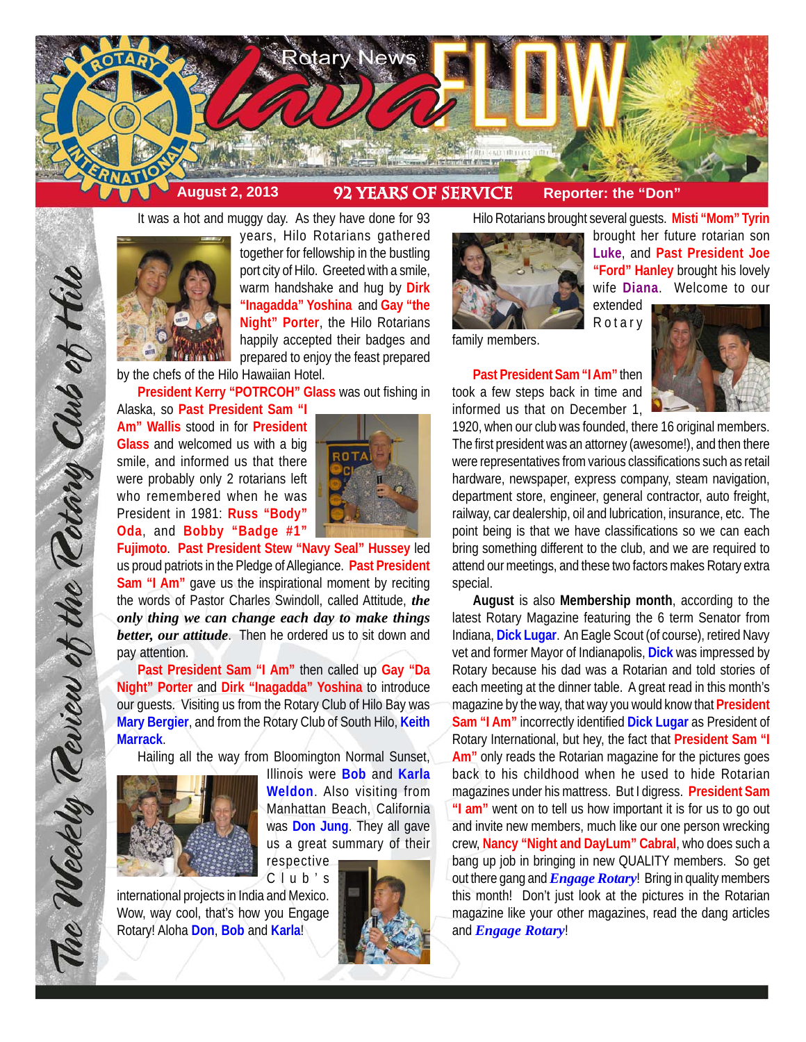# Rotary News lavaFLOW

**August 2, 2013** — **92 YEARS OF SERVICE** — **Reporter: the "Don"**

*The Weekly Review of the Rotary Club of Hilo*

It was a hot and muggy day. As they have done for 93 years, Hilo Rotarians gathered together for fellowship in the bustling port city of Hilo. Greeted with a smile, warm handshake and hug by **Dirk "Inagadda" Yoshina** and **Gay "the Night" Porter**, the Hilo Rotarians happily accepted their badges and prepared to enjoy the feast prepared by the chefs of the Hilo Hawaiian Hotel.

**President Kerry "POTRCOH" Glass** was out fishing in Alaska, so **Past President Sam "I Am" Wallis** stood in for **President Glass** and welcomed us with a big smile, and informed us that there were probably only 2 rotarians left who remembered when he was President in 1981: **Russ "Body" Oda**, and **Bobby "Badge #1" Fujimoto**. **Past President Stew "Navy Seal" Hussey** led us proud patriots in the Pledge of Allegiance. **Past President Sam "I Am"** gave us the inspirational moment by reciting the words of Pastor Charles Swindoll, called Attitude, ***the only thing we can change each day to make things better, our attitude***. Then he ordered us to sit down and pay attention.

**Past President Sam "I Am"** then called up **Gay "Da Night" Porter** and **Dirk "Inagadda" Yoshina** to introduce our guests. Visiting us from the Rotary Club of Hilo Bay was **Mary Bergier**, and from the Rotary Club of South Hilo, **Keith Marrack**.

Hailing all the way from Bloomington Normal Sunset, Illinois were **Bob** and **Karla Weldon**. Also visiting from Manhattan Beach, California was **Don Jung**. They all gave us a great summary of their respective Club's international projects in India and Mexico. Wow, way cool, that's how you Engage Rotary! Aloha **Don**, **Bob** and **Karla**!

Hilo Rotarians brought several guests. **Misti "Mom" Tyrin** brought her future rotarian son **Luke**, and **Past President Joe "Ford" Hanley** brought his lovely wife **Diana**. Welcome to our extended Rotary family members.

**Past President Sam "I Am"** then took a few steps back in time and informed us that on December 1, 1920, when our club was founded, there 16 original members. The first president was an attorney (awesome!), and then there were representatives from various classifications such as retail hardware, newspaper, express company, steam navigation, department store, engineer, general contractor, auto freight, railway, car dealership, oil and lubrication, insurance, etc. The point being is that we have classifications so we can each bring something different to the club, and we are required to attend our meetings, and these two factors makes Rotary extra special.

**August** is also **Membership month**, according to the latest Rotary Magazine featuring the 6 term Senator from Indiana, **Dick Lugar**. An Eagle Scout (of course), retired Navy vet and former Mayor of Indianapolis, **Dick** was impressed by Rotary because his dad was a Rotarian and told stories of each meeting at the dinner table. A great read in this month's magazine by the way, that way you would know that **President Sam "I Am"** incorrectly identified **Dick Lugar** as President of Rotary International, but hey, the fact that **President Sam "I Am"** only reads the Rotarian magazine for the pictures goes back to his childhood when he used to hide Rotarian magazines under his mattress. But I digress. **President Sam "I am"** went on to tell us how important it is for us to go out and invite new members, much like our one person wrecking crew, **Nancy "Night and DayLum" Cabral**, who does such a bang up job in bringing in quality new members. So get out there gang and ***Engage Rotary***! Bring in quality members this month! Don't just look at the pictures in the Rotarian magazine like your other magazines, read the dang articles and ***Engage Rotary***!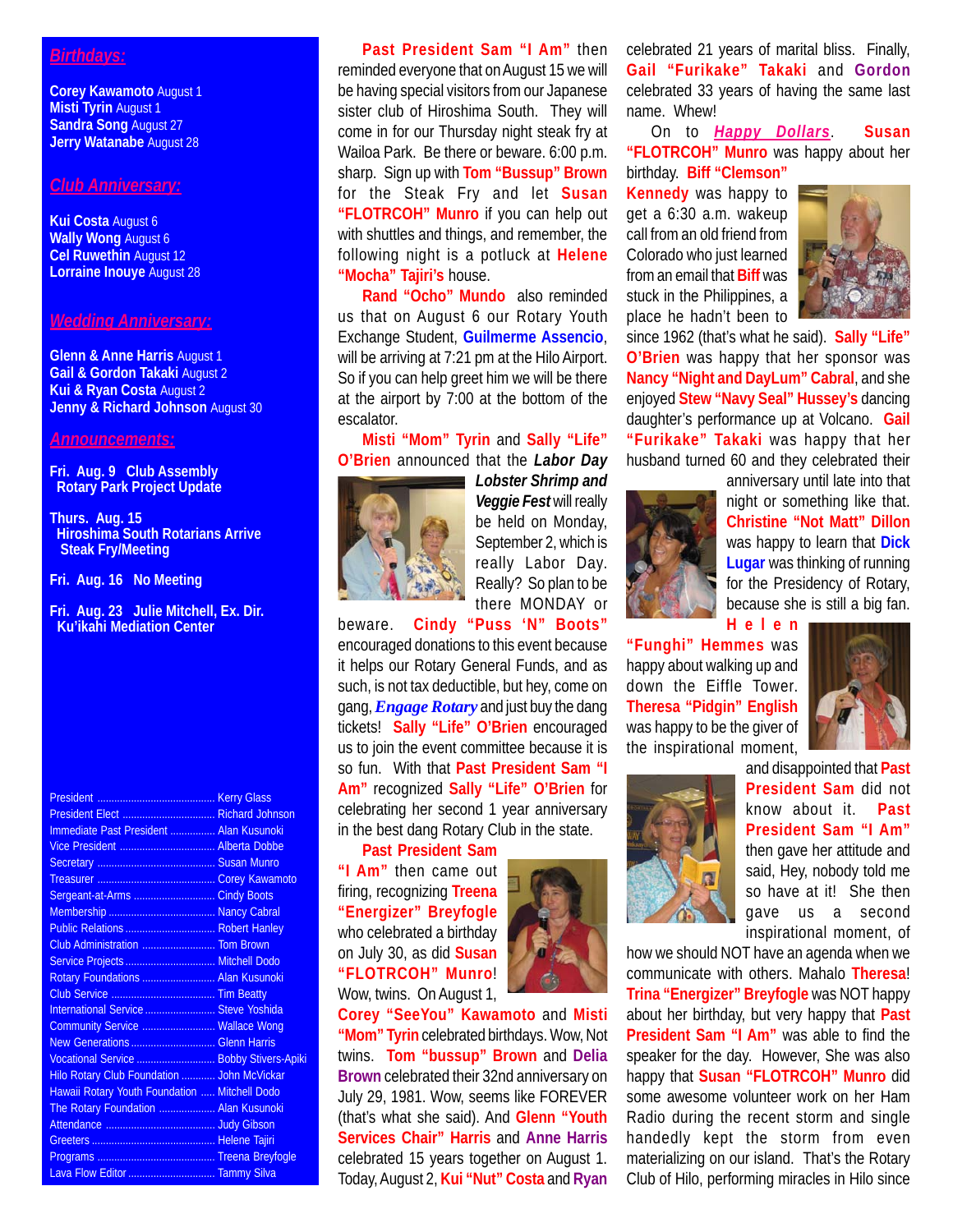## Birthdays:

**Corey Kawamoto** August 1
**Misti Tyrin** August 1
**Sandra Song** August 27
**Jerry Watanabe** August 28

## Club Anniversary:

**Kui Costa** August 6
**Wally Wong** August 6
**Cel Ruwethin** August 12
**Lorraine Inouye** August 28

## Wedding Anniversary:

**Glenn & Anne Harris** August 1
**Gail & Gordon Takaki** August 2
**Kui & Ryan Costa** August 2
**Jenny & Richard Johnson** August 30

## Announcements:

**Fri. Aug. 9 Club Assembly**
**Rotary Park Project Update**

**Thurs. Aug. 15**
**Hiroshima South Rotarians Arrive**
**Steak Fry/Meeting**

**Fri. Aug. 16 No Meeting**

**Fri. Aug. 23 Julie Mitchell, Ex. Dir.**
**Ku'ikahi Mediation Center**

| Position | Name |
|---|---|
| President | Kerry Glass |
| President Elect | Richard Johnson |
| Immediate Past President | Alan Kusunoki |
| Vice President | Alberta Dobbe |
| Secretary | Susan Munro |
| Treasurer | Corey Kawamoto |
| Sergeant-at-Arms | Cindy Boots |
| Membership | Nancy Cabral |
| Public Relations | Robert Hanley |
| Club Administration | Tom Brown |
| Service Projects | Mitchell Dodo |
| Rotary Foundations | Alan Kusunoki |
| Club Service | Tim Beatty |
| International Service | Steve Yoshida |
| Community Service | Wallace Wong |
| New Generations | Glenn Harris |
| Vocational Service | Bobby Stivers-Apiki |
| Hilo Rotary Club Foundation | John McVickar |
| Hawaii Rotary Youth Foundation | Mitchell Dodo |
| The Rotary Foundation | Alan Kusunoki |
| Attendance | Judy Gibson |
| Greeters | Helene Tajiri |
| Programs | Treena Breyfogle |
| Lava Flow Editor | Tammy Silva |

**Past President Sam "I Am"** then reminded everyone that on August 15 we will be having special visitors from our Japanese sister club of Hiroshima South. They will come in for our Thursday night steak fry at Wailoa Park. Be there or beware. 6:00 p.m. sharp. Sign up with **Tom "Bussup" Brown** for the Steak Fry and let **Susan "FLOTRCOH" Munro** if you can help out with shuttles and things, and remember, the following night is a potluck at **Helene "Mocha" Tajiri's** house.

**Rand "Ocho" Mundo** also reminded us that on August 6 our Rotary Youth Exchange Student, **Guilmerme Assencio**, will be arriving at 7:21 pm at the Hilo Airport. So if you can help greet him we will be there at the airport by 7:00 at the bottom of the escalator.

**Misti "Mom" Tyrin** and **Sally "Life" O'Brien** announced that the ***Labor Day Lobster Shrimp and Veggie Fest*** will really be held on Monday, September 2, which is really Labor Day. Really? So plan to be there MONDAY or beware. **Cindy "Puss 'N" Boots"** encouraged donations to this event because it helps our Rotary General Funds, and as such, is not tax deductible, but hey, come on gang, ***Engage Rotary*** and just buy the dang tickets! **Sally "Life" O'Brien** encouraged us to join the event committee because it is so fun. With that **Past President Sam "I Am"** recognized **Sally "Life" O'Brien** for celebrating her second 1 year anniversary in the best dang Rotary Club in the state.

**Past President Sam "I Am"** then came out firing, recognizing **Treena "Energizer" Breyfogle** who celebrated a birthday on July 30, as did **Susan "FLOTRCOH" Munro**! Wow, twins. On August 1, **Corey "SeeYou" Kawamoto** and **Misti "Mom" Tyrin** celebrated birthdays. Wow, Not twins. **Tom "bussup" Brown** and **Delia Brown** celebrated their 32nd anniversary on July 29, 1981. Wow, seems like FOREVER (that's what she said). And **Glenn "Youth Services Chair" Harris** and **Anne Harris** celebrated 15 years together on August 1. Today, August 2, **Kui "Nut" Costa** and **Ryan** celebrated 21 years of marital bliss. Finally, **Gail "Furikake" Takaki** and **Gordon** celebrated 33 years of having the same last name. Whew!

On to ***Happy Dollars***. **Susan "FLOTRCOH" Munro** was happy about her birthday. **Biff "Clemson" Kennedy** was happy to get a 6:30 a.m. wakeup call from an old friend from Colorado who just learned from an email that **Biff** was stuck in the Philippines, a place he hadn't been to since 1962 (that's what he said). **Sally "Life" O'Brien** was happy that her sponsor was **Nancy "Night and DayLum" Cabral**, and she enjoyed **Stew "Navy Seal" Hussey's** dancing daughter's performance up at Volcano. **Gail "Furikake" Takaki** was happy that her husband turned 60 and they celebrated their anniversary until late into that night or something like that. **Christine "Not Matt" Dillon** was happy to learn that **Dick Lugar** was thinking of running for the Presidency of Rotary, because she is still a big fan. **Helen "Funghi" Hemmes** was happy about walking up and down the Eiffle Tower. **Theresa "Pidgin" English** was happy to be the giver of the inspirational moment, and disappointed that **Past President Sam** did not know about it. **Past President Sam "I Am"** then gave her attitude and said, Hey, nobody told me so have at it! She then gave us a second inspirational moment, of how we should NOT have an agenda when we communicate with others. Mahalo **Theresa**! **Trina "Energizer" Breyfogle** was NOT happy about her birthday, but very happy that **Past President Sam "I Am"** was able to find the speaker for the day. However, She was also happy that **Susan "FLOTRCOH" Munro** did some awesome volunteer work on her Ham Radio during the recent storm and single handedly kept the storm from even materializing on our island. That's the Rotary Club of Hilo, performing miracles in Hilo since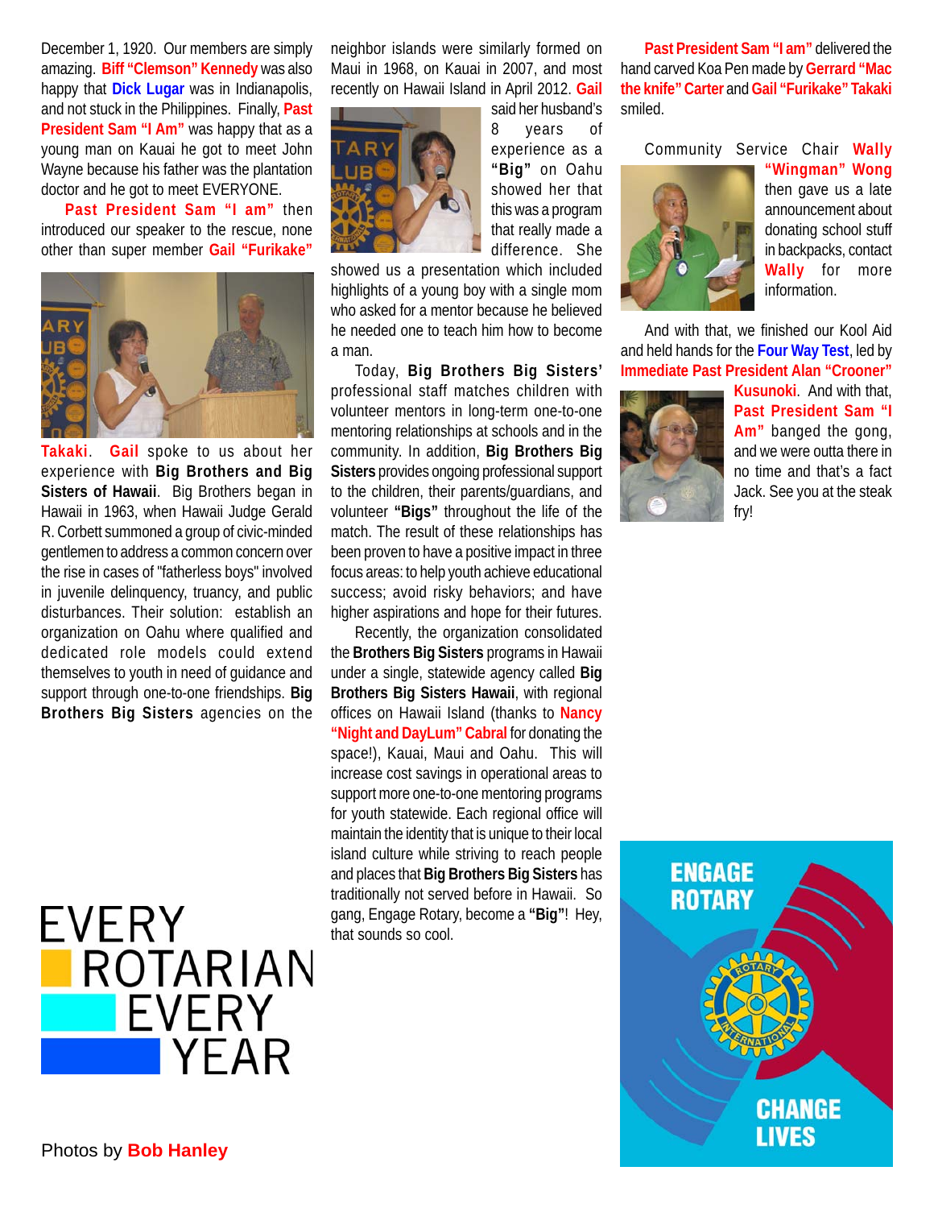December 1, 1920. Our members are simply amazing. **Biff "Clemson" Kennedy** was also happy that **Dick Lugar** was in Indianapolis, and not stuck in the Philippines. Finally, **Past President Sam "I Am"** was happy that as a young man on Kauai he got to meet John Wayne because his father was the plantation doctor and he got to meet EVERYONE.

**Past President Sam "I am"** then introduced our speaker to the rescue, none other than super member **Gail "Furikake" Takaki**. **Gail** spoke to us about her experience with **Big Brothers and Big Sisters of Hawaii**. Big Brothers began in Hawaii in 1963, when Hawaii Judge Gerald R. Corbett summoned a group of civic-minded gentlemen to address a common concern over the rise in cases of "fatherless boys" involved in juvenile delinquency, truancy, and public disturbances. Their solution: establish an organization on Oahu where qualified and dedicated role models could extend themselves to youth in need of guidance and support through one-to-one friendships. **Big Brothers Big Sisters** agencies on the neighbor islands were similarly formed on Maui in 1968, on Kauai in 2007, and most recently on Hawaii Island in April 2012. **Gail** said her husband's 8 years of experience as a **"Big"** on Oahu showed her that this was a program that really made a difference. She showed us a presentation which included highlights of a young boy with a single mom who asked for a mentor because he believed he needed one to teach him how to become a man.

Today, **Big Brothers Big Sisters'** professional staff matches children with volunteer mentors in long-term one-to-one mentoring relationships at schools and in the community. In addition, **Big Brothers Big Sisters** provides ongoing professional support to the children, their parents/guardians, and volunteer **"Bigs"** throughout the life of the match. The result of these relationships has been proven to have a positive impact in three focus areas: to help youth achieve educational success; avoid risky behaviors; and have higher aspirations and hope for their futures.

Recently, the organization consolidated the **Brothers Big Sisters** programs in Hawaii under a single, statewide agency called **Big Brothers Big Sisters Hawaii**, with regional offices on Hawaii Island (thanks to **Nancy "Night and DayLum" Cabral** for donating the space!), Kauai, Maui and Oahu. This will increase cost savings in operational areas to support more one-to-one mentoring programs for youth statewide. Each regional office will maintain the identity that is unique to their local island culture while striving to reach people and places that **Big Brothers Big Sisters** has traditionally not served before in Hawaii. So gang, Engage Rotary, become a **"Big"**! Hey, that sounds so cool.

**Past President Sam "I am"** delivered the hand carved Koa Pen made by **Gerrard "Mac the knife" Carter** and **Gail "Furikake" Takaki** smiled.

Community Service Chair **Wally "Wingman" Wong** then gave us a late announcement about donating school stuff in backpacks, contact **Wally** for more information.

And with that, we finished our Kool Aid and held hands for the **Four Way Test**, led by **Immediate Past President Alan "Crooner" Kusunoki**. And with that, **Past President Sam "I Am"** banged the gong, and we were outta there in no time and that's a fact Jack. See you at the steak fry!

EVERY ROTARIAN EVERY YEAR

ENGAGE ROTARY CHANGE LIVES

Photos by **Bob Hanley**